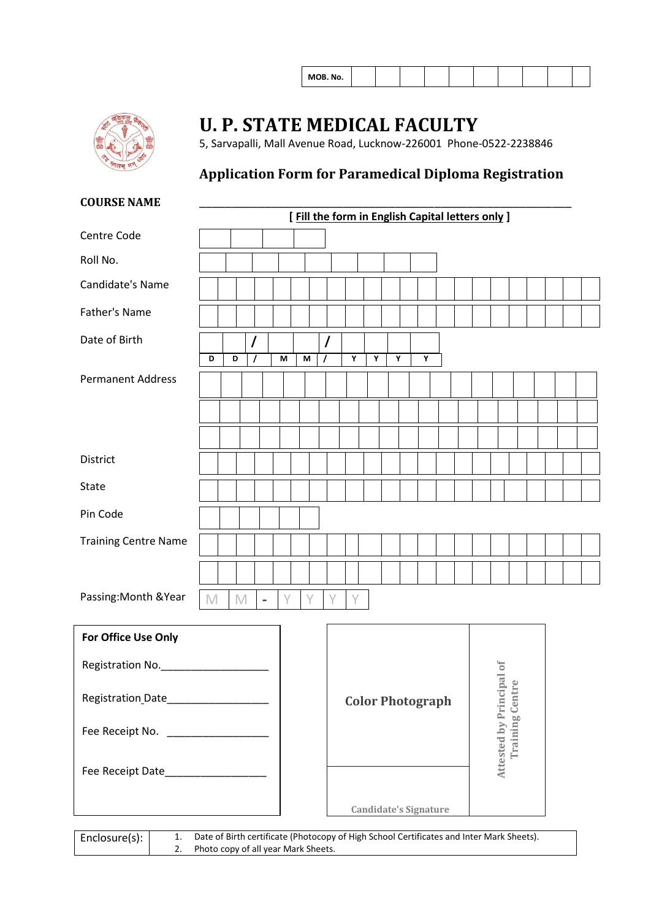**MOB. No.** __________

# U. P. STATE MEDICAL FACULTY

5, Sarvapalli, Mall Avenue Road, Lucknow-226001 Phone-0522-2238846

## Application Form for Paramedical Diploma Registration

**COURSE NAME** ____________________________________________

**[ Fill the form in English Capital letters only ]**

| | |
|---|---|
| Centre Code | |
| Roll No. | |
| Candidate's Name | |
| Father's Name | |
| Date of Birth | D D / M M / Y Y Y Y |
| Permanent Address | |
| | |
| | |
| District | |
| State | |
| Pin Code | |
| Training Centre Name | |
| | |
| Passing:Month &Year | M M - Y Y Y Y |

**For Office Use Only**

Registration No.__________________

Registration Date_________________

Fee Receipt No. _________________

Fee Receipt Date_________________

**Color Photograph**

**Candidate's Signature**

**Attested by Principal of Training Centre**

| Enclosure(s): | 1. Date of Birth certificate (Photocopy of High School Certificates and Inter Mark Sheets).<br>2. Photo copy of all year Mark Sheets. |
|---|---|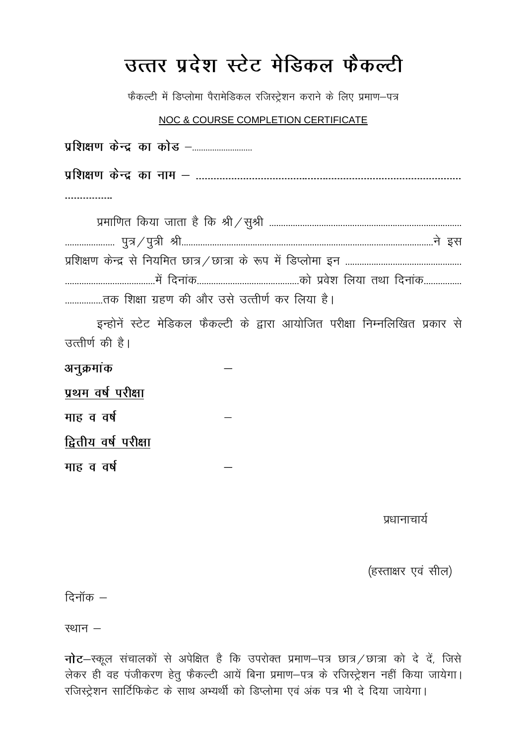# उत्तर प्रदेश स्टेट मेडिकल फैकल्टी

फैकल्टी में डिप्लोमा पैरामेडिकल रजिस्ट्रेशन कराने के लिए प्रमाण–पत्र

NOC & COURSE COMPLETION CERTIFICATE

**प्रशिक्षण केन्द्र का कोड –**..........................

**प्रशिक्षण केन्द्र का नाम – ..........................................................................................**
**.................**

प्रमाणित किया जाता है कि श्री/सुश्री ..................................................................................
.................... पुत्र/पुत्री श्री.........................................................................................................ने इस प्रशिक्षण केन्द्र से नियमित छात्र/छात्रा के रूप में डिप्लोमा इन .................................................
......................................में दिनांक..........................................को प्रवेश लिया तथा दिनांक................
................तक शिक्षा ग्रहण की और उसे उत्तीर्ण कर लिया है।

इन्होनें स्टेट मेडिकल फैकल्टी के द्वारा आयोजित परीक्षा निम्नलिखित प्रकार से उत्तीर्ण की है।

**अनुक्रमांक** –

**प्रथम वर्ष परीक्षा**

**माह व वर्ष** –

**द्वितीय वर्ष परीक्षा**

**माह व वर्ष** –

प्रधानाचार्य

(हस्ताक्षर एवं सील)

दिनॉक –

स्थान –

**नोट**–स्कूल संचालकों से अपेक्षित है कि उपरोक्त प्रमाण–पत्र छात्र/छात्रा को दे दें, जिसे लेकर ही वह पंजीकरण हेतु फैकल्टी आयें बिना प्रमाण–पत्र के रजिस्ट्रेशन नहीं किया जायेगा। रजिस्ट्रेशन सार्टिफिकेट के साथ अभ्यर्थी को डिप्लोमा एवं अंक पत्र भी दे दिया जायेगा।